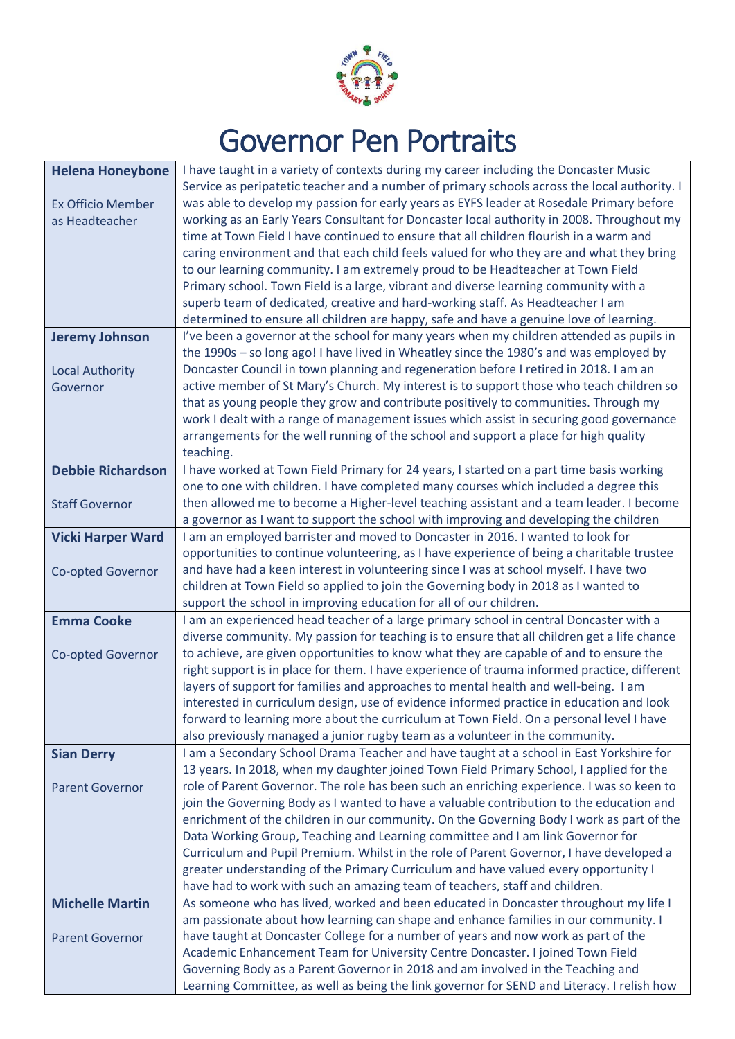# Governor Pen Portraits

| | |
|---|---|
| **Helena Honeybone**<br><br>Ex Officio Member as Headteacher | I have taught in a variety of contexts during my career including the Doncaster Music Service as peripatetic teacher and a number of primary schools across the local authority. I was able to develop my passion for early years as EYFS leader at Rosedale Primary before working as an Early Years Consultant for Doncaster local authority in 2008. Throughout my time at Town Field I have continued to ensure that all children flourish in a warm and caring environment and that each child feels valued for who they are and what they bring to our learning community. I am extremely proud to be Headteacher at Town Field Primary school. Town Field is a large, vibrant and diverse learning community with a superb team of dedicated, creative and hard-working staff. As Headteacher I am determined to ensure all children are happy, safe and have a genuine love of learning. |
| **Jeremy Johnson**<br><br>Local Authority Governor | I've been a governor at the school for many years when my children attended as pupils in the 1990s – so long ago! I have lived in Wheatley since the 1980's and was employed by Doncaster Council in town planning and regeneration before I retired in 2018. I am an active member of St Mary's Church. My interest is to support those who teach children so that as young people they grow and contribute positively to communities. Through my work I dealt with a range of management issues which assist in securing good governance arrangements for the well running of the school and support a place for high quality teaching. |
| **Debbie Richardson**<br><br>Staff Governor | I have worked at Town Field Primary for 24 years, I started on a part time basis working one to one with children. I have completed many courses which included a degree this then allowed me to become a Higher-level teaching assistant and a team leader. I become a governor as I want to support the school with improving and developing the children |
| **Vicki Harper Ward**<br><br>Co-opted Governor | I am an employed barrister and moved to Doncaster in 2016. I wanted to look for opportunities to continue volunteering, as I have experience of being a charitable trustee and have had a keen interest in volunteering since I was at school myself. I have two children at Town Field so applied to join the Governing body in 2018 as I wanted to support the school in improving education for all of our children. |
| **Emma Cooke**<br><br>Co-opted Governor | I am an experienced head teacher of a large primary school in central Doncaster with a diverse community. My passion for teaching is to ensure that all children get a life chance to achieve, are given opportunities to know what they are capable of and to ensure the right support is in place for them. I have experience of trauma informed practice, different layers of support for families and approaches to mental health and well-being. I am interested in curriculum design, use of evidence informed practice in education and look forward to learning more about the curriculum at Town Field. On a personal level I have also previously managed a junior rugby team as a volunteer in the community. |
| **Sian Derry**<br><br>Parent Governor | I am a Secondary School Drama Teacher and have taught at a school in East Yorkshire for 13 years. In 2018, when my daughter joined Town Field Primary School, I applied for the role of Parent Governor. The role has been such an enriching experience. I was so keen to join the Governing Body as I wanted to have a valuable contribution to the education and enrichment of the children in our community. On the Governing Body I work as part of the Data Working Group, Teaching and Learning committee and I am link Governor for Curriculum and Pupil Premium. Whilst in the role of Parent Governor, I have developed a greater understanding of the Primary Curriculum and have valued every opportunity I have had to work with such an amazing team of teachers, staff and children. |
| **Michelle Martin**<br><br>Parent Governor | As someone who has lived, worked and been educated in Doncaster throughout my life I am passionate about how learning can shape and enhance families in our community. I have taught at Doncaster College for a number of years and now work as part of the Academic Enhancement Team for University Centre Doncaster. I joined Town Field Governing Body as a Parent Governor in 2018 and am involved in the Teaching and Learning Committee, as well as being the link governor for SEND and Literacy. I relish how |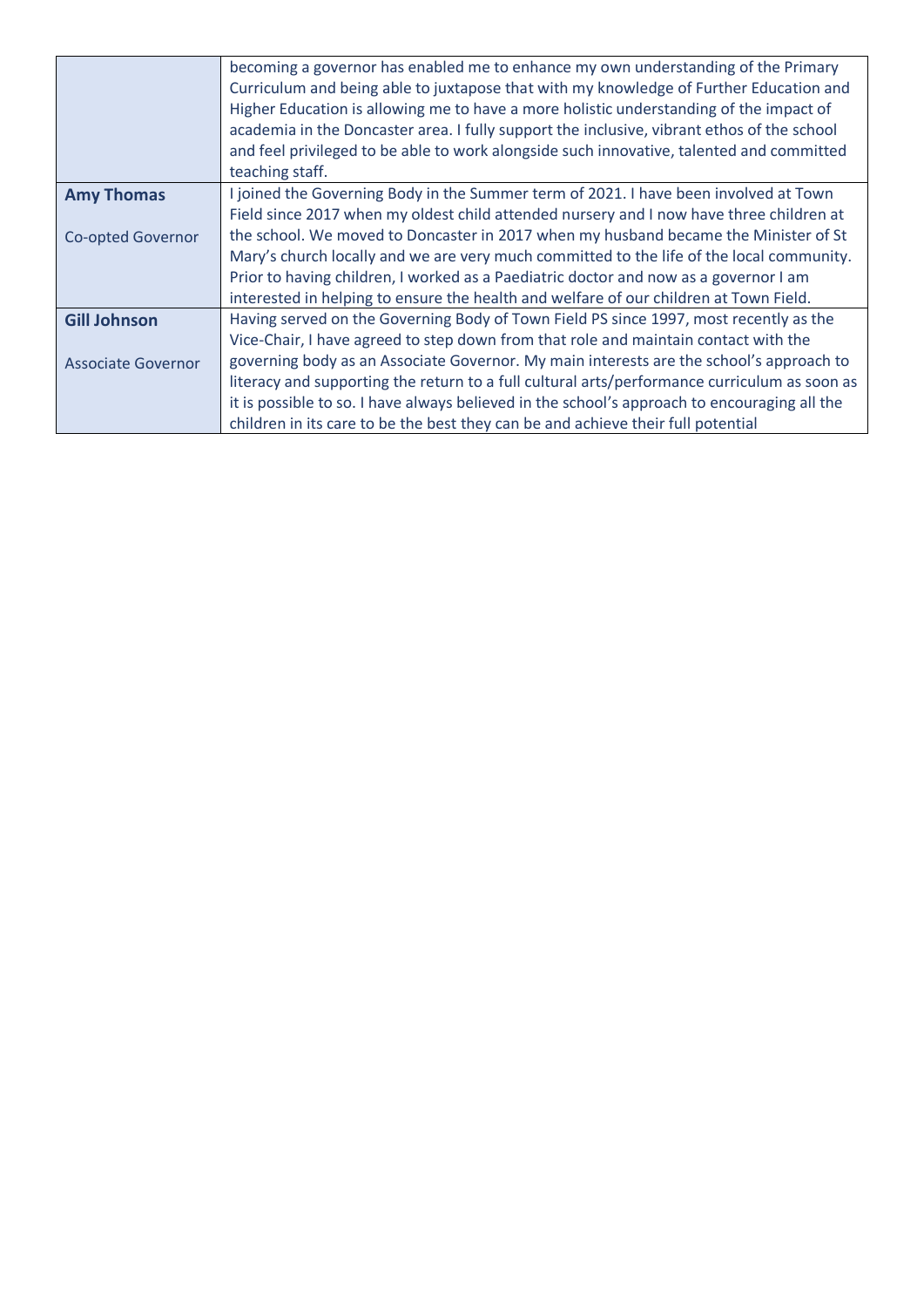| | |
|---|---|
| | becoming a governor has enabled me to enhance my own understanding of the Primary Curriculum and being able to juxtapose that with my knowledge of Further Education and Higher Education is allowing me to have a more holistic understanding of the impact of academia in the Doncaster area. I fully support the inclusive, vibrant ethos of the school and feel privileged to be able to work alongside such innovative, talented and committed teaching staff. |
| **Amy Thomas**<br><br>Co-opted Governor | I joined the Governing Body in the Summer term of 2021. I have been involved at Town Field since 2017 when my oldest child attended nursery and I now have three children at the school. We moved to Doncaster in 2017 when my husband became the Minister of St Mary's church locally and we are very much committed to the life of the local community. Prior to having children, I worked as a Paediatric doctor and now as a governor I am interested in helping to ensure the health and welfare of our children at Town Field. |
| **Gill Johnson**<br><br>Associate Governor | Having served on the Governing Body of Town Field PS since 1997, most recently as the Vice-Chair, I have agreed to step down from that role and maintain contact with the governing body as an Associate Governor. My main interests are the school's approach to literacy and supporting the return to a full cultural arts/performance curriculum as soon as it is possible to so. I have always believed in the school's approach to encouraging all the children in its care to be the best they can be and achieve their full potential |